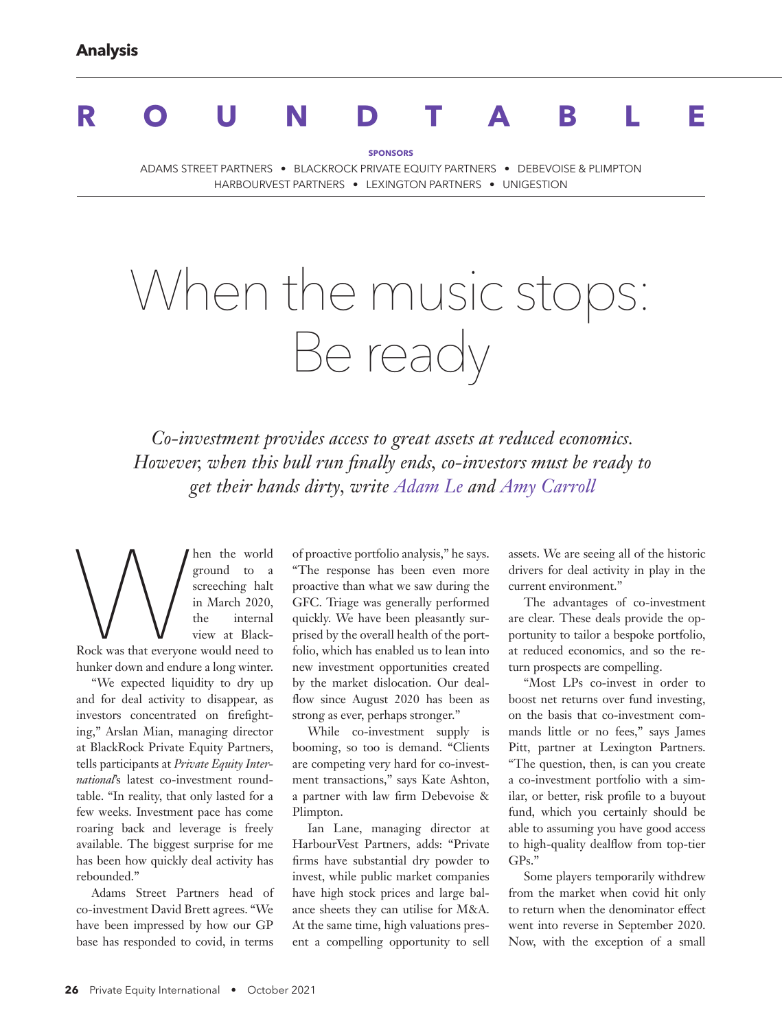**Analysis**

# ROUNDTABLE

**SPONSORS**

ADAMS STREET PARTNERS • BLACKROCK PRIVATE EQUITY PARTNERS • DEBEVOISE & PLIMPTON
HARBOURVEST PARTNERS • LEXINGTON PARTNERS • UNIGESTION

# When the music stops: Be ready

*Co-investment provides access to great assets at reduced economics. However, when this bull run finally ends, co-investors must be ready to get their hands dirty, write Adam Le and Amy Carroll*

When the world ground to a screeching halt in March 2020, the internal view at BlackRock was that everyone would need to hunker down and endure a long winter.

"We expected liquidity to dry up and for deal activity to disappear, as investors concentrated on firefighting," Arslan Mian, managing director at BlackRock Private Equity Partners, tells participants at *Private Equity International*'s latest co-investment roundtable. "In reality, that only lasted for a few weeks. Investment pace has come roaring back and leverage is freely available. The biggest surprise for me has been how quickly deal activity has rebounded."

Adams Street Partners head of co-investment David Brett agrees. "We have been impressed by how our GP base has responded to covid, in terms of proactive portfolio analysis," he says. "The response has been even more proactive than what we saw during the GFC. Triage was generally performed quickly. We have been pleasantly surprised by the overall health of the portfolio, which has enabled us to lean into new investment opportunities created by the market dislocation. Our dealflow since August 2020 has been as strong as ever, perhaps stronger."

While co-investment supply is booming, so too is demand. "Clients are competing very hard for co-investment transactions," says Kate Ashton, a partner with law firm Debevoise & Plimpton.

Ian Lane, managing director at HarbourVest Partners, adds: "Private firms have substantial dry powder to invest, while public market companies have high stock prices and large balance sheets they can utilise for M&A. At the same time, high valuations present a compelling opportunity to sell assets. We are seeing all of the historic drivers for deal activity in play in the current environment."

The advantages of co-investment are clear. These deals provide the opportunity to tailor a bespoke portfolio, at reduced economics, and so the return prospects are compelling.

"Most LPs co-invest in order to boost net returns over fund investing, on the basis that co-investment commands little or no fees," says James Pitt, partner at Lexington Partners. "The question, then, is can you create a co-investment portfolio with a similar, or better, risk profile to a buyout fund, which you certainly should be able to assuming you have good access to high-quality dealflow from top-tier GPs."

Some players temporarily withdrew from the market when covid hit only to return when the denominator effect went into reverse in September 2020. Now, with the exception of a small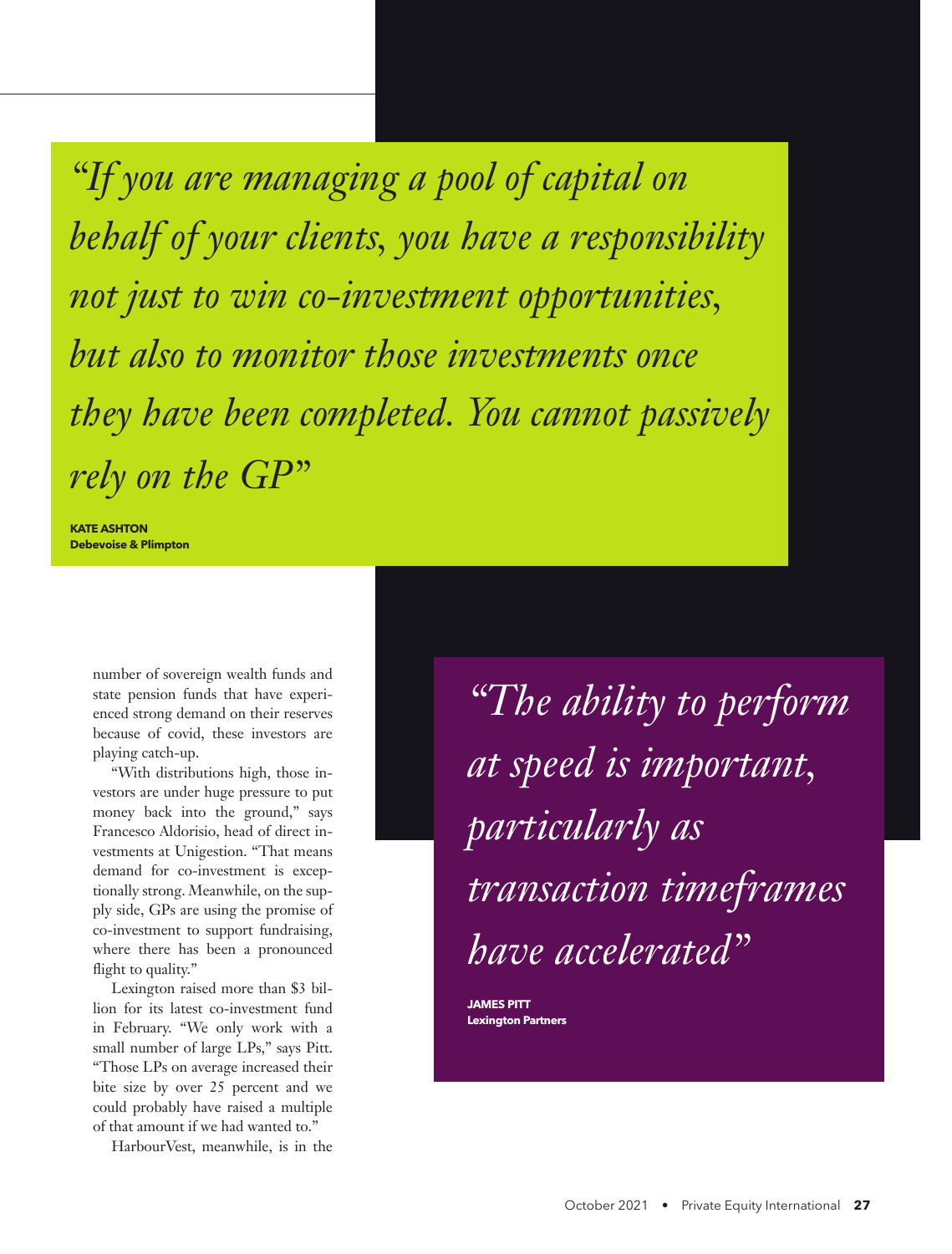> *"If you are managing a pool of capital on behalf of your clients, you have a responsibility not just to win co-investment opportunities, but also to monitor those investments once they have been completed. You cannot passively rely on the GP"*
>
> **KATE ASHTON**
> **Debevoise & Plimpton**

number of sovereign wealth funds and state pension funds that have experienced strong demand on their reserves because of covid, these investors are playing catch-up.

"With distributions high, those investors are under huge pressure to put money back into the ground," says Francesco Aldorisio, head of direct investments at Unigestion. "That means demand for co-investment is exceptionally strong. Meanwhile, on the supply side, GPs are using the promise of co-investment to support fundraising, where there has been a pronounced flight to quality."

Lexington raised more than $3 billion for its latest co-investment fund in February. "We only work with a small number of large LPs," says Pitt. "Those LPs on average increased their bite size by over 25 percent and we could probably have raised a multiple of that amount if we had wanted to."

HarbourVest, meanwhile, is in the

> *"The ability to perform at speed is important, particularly as transaction timeframes have accelerated"*
>
> **JAMES PITT**
> **Lexington Partners**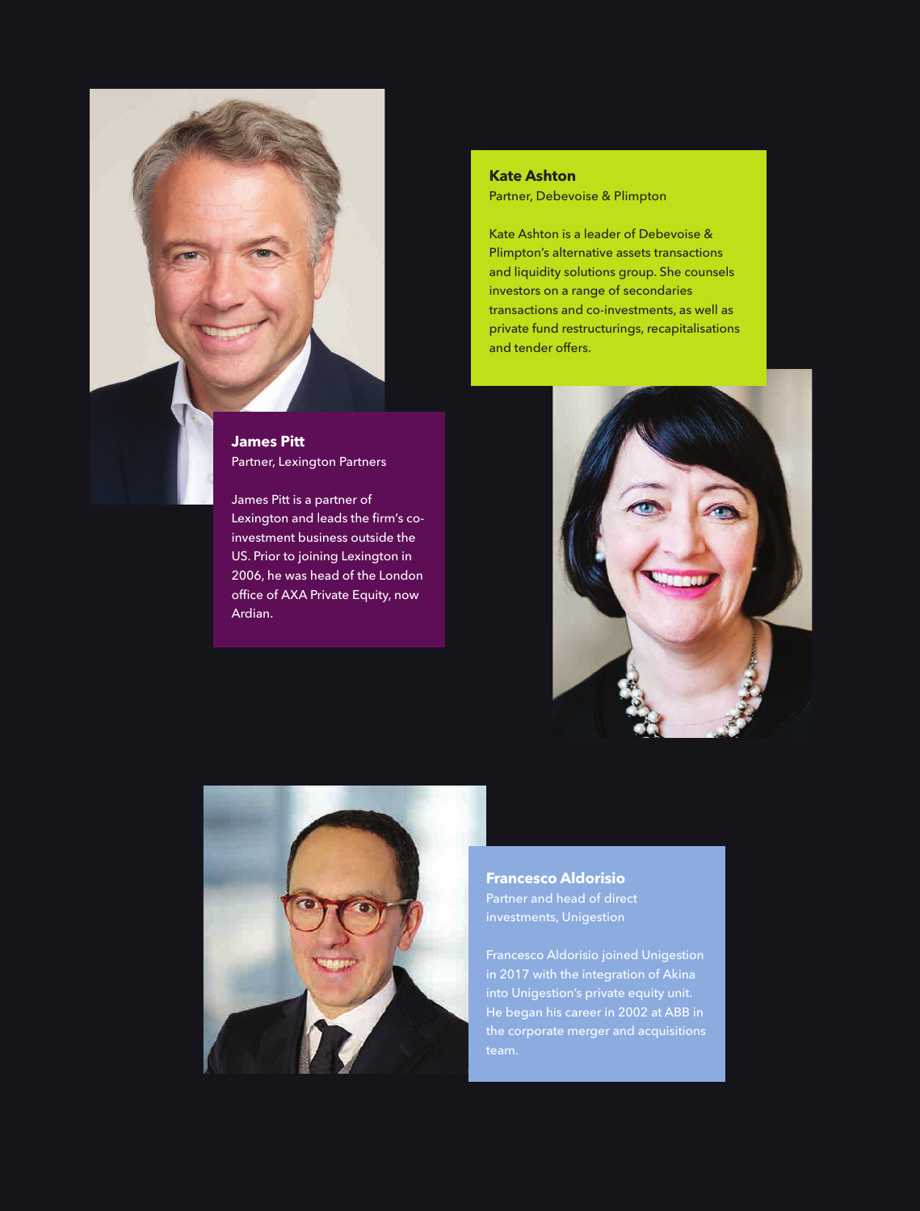**James Pitt**
Partner, Lexington Partners

James Pitt is a partner of Lexington and leads the firm's co-investment business outside the US. Prior to joining Lexington in 2006, he was head of the London office of AXA Private Equity, now Ardian.

**Kate Ashton**
Partner, Debevoise & Plimpton

Kate Ashton is a leader of Debevoise & Plimpton's alternative assets transactions and liquidity solutions group. She counsels investors on a range of secondaries transactions and co-investments, as well as private fund restructurings, recapitalisations and tender offers.

**Francesco Aldorisio**
Partner and head of direct investments, Unigestion

Francesco Aldorisio joined Unigestion in 2017 with the integration of Akina into Unigestion's private equity unit. He began his career in 2002 at ABB in the corporate merger and acquisitions team.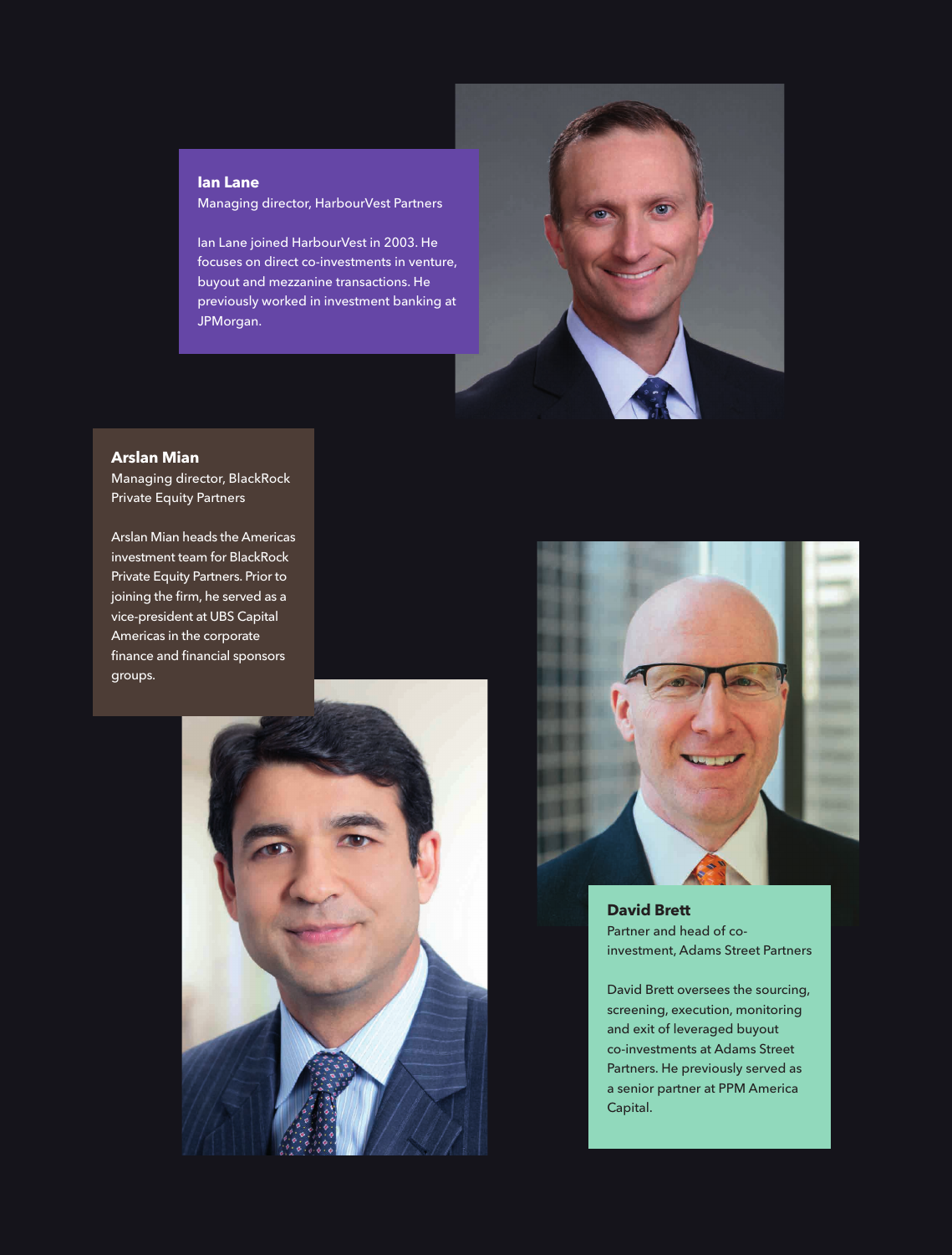**Ian Lane**
Managing director, HarbourVest Partners

Ian Lane joined HarbourVest in 2003. He focuses on direct co-investments in venture, buyout and mezzanine transactions. He previously worked in investment banking at JPMorgan.

**Arslan Mian**
Managing director, BlackRock Private Equity Partners

Arslan Mian heads the Americas investment team for BlackRock Private Equity Partners. Prior to joining the firm, he served as a vice-president at UBS Capital Americas in the corporate finance and financial sponsors groups.

**David Brett**
Partner and head of co-investment, Adams Street Partners

David Brett oversees the sourcing, screening, execution, monitoring and exit of leveraged buyout co-investments at Adams Street Partners. He previously served as a senior partner at PPM America Capital.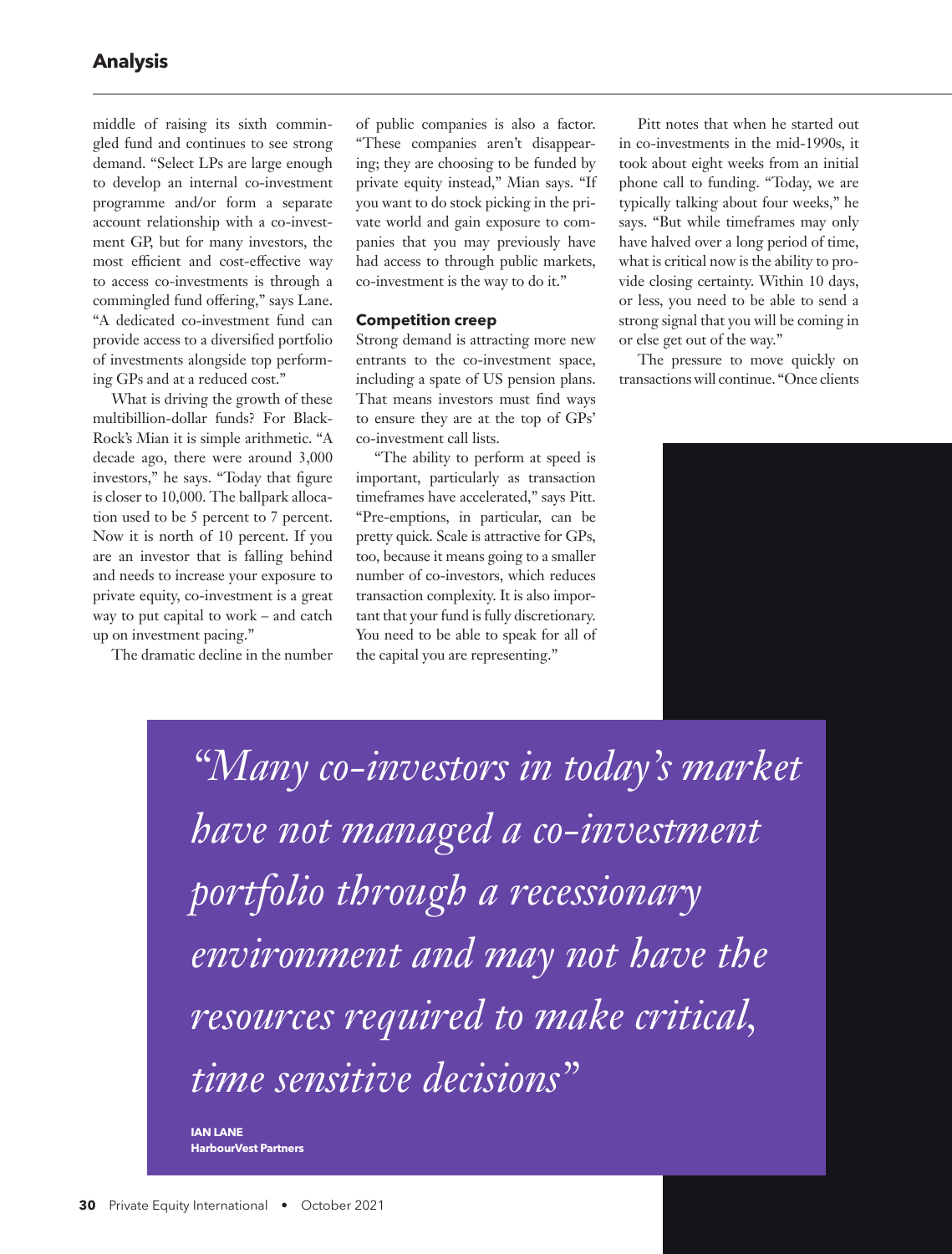middle of raising its sixth commingled fund and continues to see strong demand. "Select LPs are large enough to develop an internal co-investment programme and/or form a separate account relationship with a co-investment GP, but for many investors, the most efficient and cost-effective way to access co-investments is through a commingled fund offering," says Lane. "A dedicated co-investment fund can provide access to a diversified portfolio of investments alongside top performing GPs and at a reduced cost."

What is driving the growth of these multibillion-dollar funds? For BlackRock's Mian it is simple arithmetic. "A decade ago, there were around 3,000 investors," he says. "Today that figure is closer to 10,000. The ballpark allocation used to be 5 percent to 7 percent. Now it is north of 10 percent. If you are an investor that is falling behind and needs to increase your exposure to private equity, co-investment is a great way to put capital to work – and catch up on investment pacing."

The dramatic decline in the number of public companies is also a factor. "These companies aren't disappearing; they are choosing to be funded by private equity instead," Mian says. "If you want to do stock picking in the private world and gain exposure to companies that you may previously have had access to through public markets, co-investment is the way to do it."

## Competition creep

Strong demand is attracting more new entrants to the co-investment space, including a spate of US pension plans. That means investors must find ways to ensure they are at the top of GPs' co-investment call lists.

"The ability to perform at speed is important, particularly as transaction timeframes have accelerated," says Pitt. "Pre-emptions, in particular, can be pretty quick. Scale is attractive for GPs, too, because it means going to a smaller number of co-investors, which reduces transaction complexity. It is also important that your fund is fully discretionary. You need to be able to speak for all of the capital you are representing."

Pitt notes that when he started out in co-investments in the mid-1990s, it took about eight weeks from an initial phone call to funding. "Today, we are typically talking about four weeks," he says. "But while timeframes may only have halved over a long period of time, what is critical now is the ability to provide closing certainty. Within 10 days, or less, you need to be able to send a strong signal that you will be coming in or else get out of the way."

The pressure to move quickly on transactions will continue. "Once clients

> *"Many co-investors in today's market have not managed a co-investment portfolio through a recessionary environment and may not have the resources required to make critical, time sensitive decisions"*
>
> **IAN LANE**
> **HarbourVest Partners**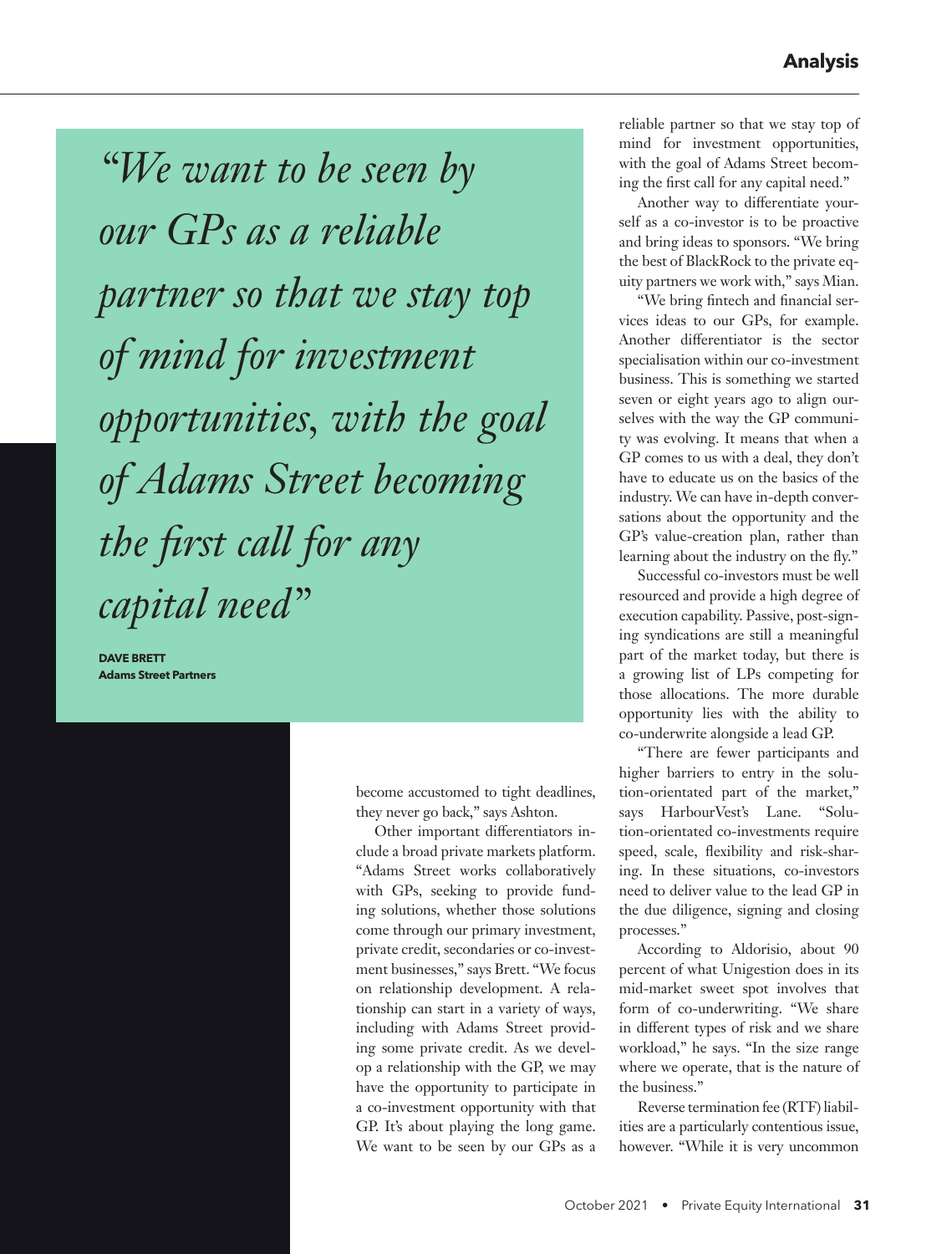> *"We want to be seen by our GPs as a reliable partner so that we stay top of mind for investment opportunities, with the goal of Adams Street becoming the first call for any capital need"*
>
> **DAVE BRETT**
> **Adams Street Partners**

become accustomed to tight deadlines, they never go back," says Ashton.

Other important differentiators include a broad private markets platform. "Adams Street works collaboratively with GPs, seeking to provide funding solutions, whether those solutions come through our primary investment, private credit, secondaries or co-investment businesses," says Brett. "We focus on relationship development. A relationship can start in a variety of ways, including with Adams Street providing some private credit. As we develop a relationship with the GP, we may have the opportunity to participate in a co-investment opportunity with that GP. It's about playing the long game. We want to be seen by our GPs as a reliable partner so that we stay top of mind for investment opportunities, with the goal of Adams Street becoming the first call for any capital need."

Another way to differentiate yourself as a co-investor is to be proactive and bring ideas to sponsors. "We bring the best of BlackRock to the private equity partners we work with," says Mian.

"We bring fintech and financial services ideas to our GPs, for example. Another differentiator is the sector specialisation within our co-investment business. This is something we started seven or eight years ago to align ourselves with the way the GP community was evolving. It means that when a GP comes to us with a deal, they don't have to educate us on the basics of the industry. We can have in-depth conversations about the opportunity and the GP's value-creation plan, rather than learning about the industry on the fly."

Successful co-investors must be well resourced and provide a high degree of execution capability. Passive, post-signing syndications are still a meaningful part of the market today, but there is a growing list of LPs competing for those allocations. The more durable opportunity lies with the ability to co-underwrite alongside a lead GP.

"There are fewer participants and higher barriers to entry in the solution-orientated part of the market," says HarbourVest's Lane. "Solution-orientated co-investments require speed, scale, flexibility and risk-sharing. In these situations, co-investors need to deliver value to the lead GP in the due diligence, signing and closing processes."

According to Aldorisio, about 90 percent of what Unigestion does in its mid-market sweet spot involves that form of co-underwriting. "We share in different types of risk and we share workload," he says. "In the size range where we operate, that is the nature of the business."

Reverse termination fee (RTF) liabilities are a particularly contentious issue, however. "While it is very uncommon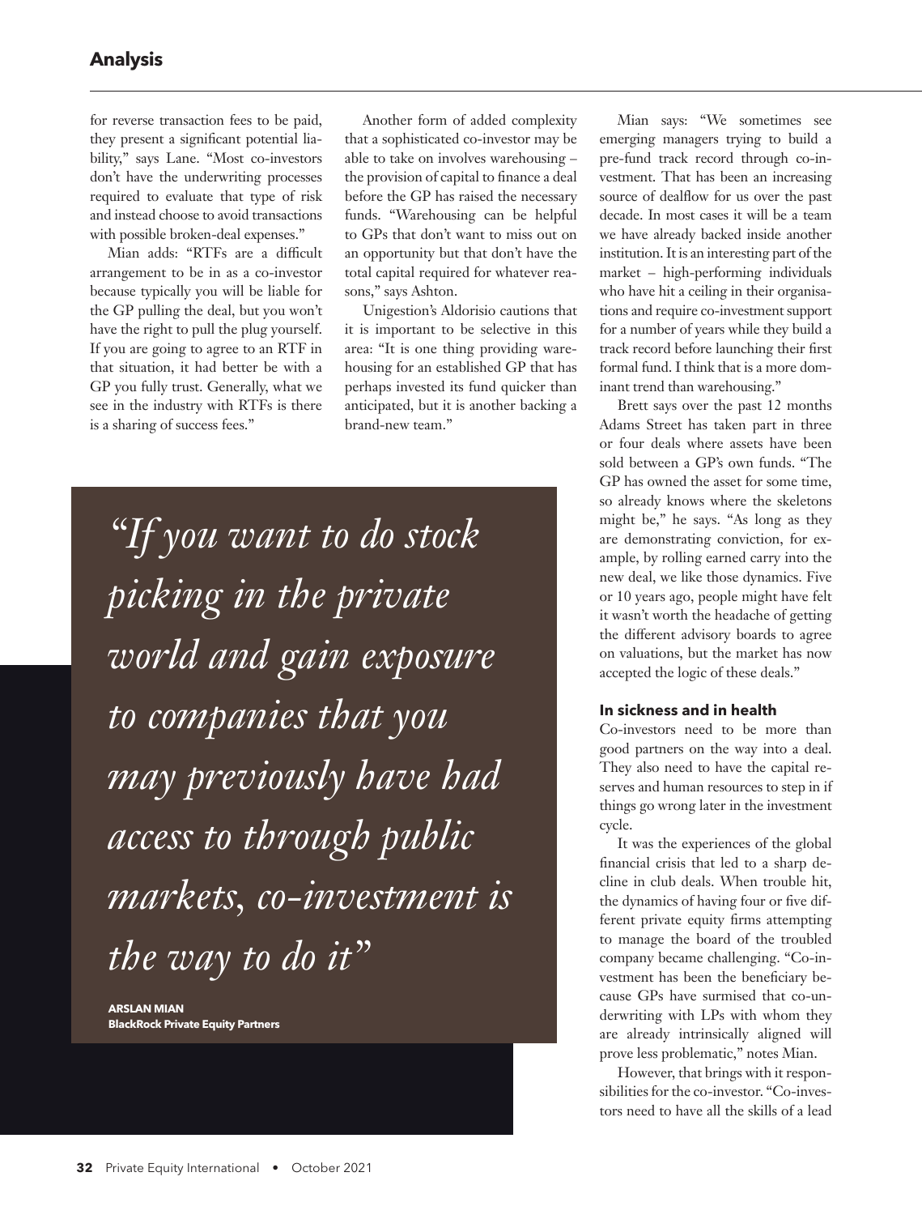for reverse transaction fees to be paid, they present a significant potential liability," says Lane. "Most co-investors don't have the underwriting processes required to evaluate that type of risk and instead choose to avoid transactions with possible broken-deal expenses."

Mian adds: "RTFs are a difficult arrangement to be in as a co-investor because typically you will be liable for the GP pulling the deal, but you won't have the right to pull the plug yourself. If you are going to agree to an RTF in that situation, it had better be with a GP you fully trust. Generally, what we see in the industry with RTFs is there is a sharing of success fees."

Another form of added complexity that a sophisticated co-investor may be able to take on involves warehousing – the provision of capital to finance a deal before the GP has raised the necessary funds. "Warehousing can be helpful to GPs that don't want to miss out on an opportunity but that don't have the total capital required for whatever reasons," says Ashton.

Unigestion's Aldorisio cautions that it is important to be selective in this area: "It is one thing providing warehousing for an established GP that has perhaps invested its fund quicker than anticipated, but it is another backing a brand-new team."

> *"If you want to do stock picking in the private world and gain exposure to companies that you may previously have had access to through public markets, co-investment is the way to do it"*
>
> **ARSLAN MIAN**
> **BlackRock Private Equity Partners**

Mian says: "We sometimes see emerging managers trying to build a pre-fund track record through co-investment. That has been an increasing source of dealflow for us over the past decade. In most cases it will be a team we have already backed inside another institution. It is an interesting part of the market – high-performing individuals who have hit a ceiling in their organisations and require co-investment support for a number of years while they build a track record before launching their first formal fund. I think that is a more dominant trend than warehousing."

Brett says over the past 12 months Adams Street has taken part in three or four deals where assets have been sold between a GP's own funds. "The GP has owned the asset for some time, so already knows where the skeletons might be," he says. "As long as they are demonstrating conviction, for example, by rolling earned carry into the new deal, we like those dynamics. Five or 10 years ago, people might have felt it wasn't worth the headache of getting the different advisory boards to agree on valuations, but the market has now accepted the logic of these deals."

### In sickness and in health

Co-investors need to be more than good partners on the way into a deal. They also need to have the capital reserves and human resources to step in if things go wrong later in the investment cycle.

It was the experiences of the global financial crisis that led to a sharp decline in club deals. When trouble hit, the dynamics of having four or five different private equity firms attempting to manage the board of the troubled company became challenging. "Co-investment has been the beneficiary because GPs have surmised that co-underwriting with LPs with whom they are already intrinsically aligned will prove less problematic," notes Mian.

However, that brings with it responsibilities for the co-investor. "Co-investors need to have all the skills of a lead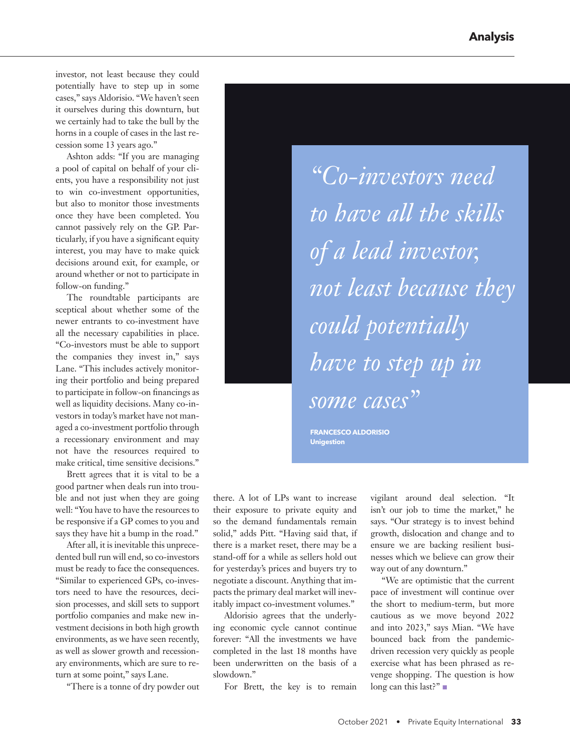investor, not least because they could potentially have to step up in some cases," says Aldorisio. "We haven't seen it ourselves during this downturn, but we certainly had to take the bull by the horns in a couple of cases in the last recession some 13 years ago."

Ashton adds: "If you are managing a pool of capital on behalf of your clients, you have a responsibility not just to win co-investment opportunities, but also to monitor those investments once they have been completed. You cannot passively rely on the GP. Particularly, if you have a significant equity interest, you may have to make quick decisions around exit, for example, or around whether or not to participate in follow-on funding."

The roundtable participants are sceptical about whether some of the newer entrants to co-investment have all the necessary capabilities in place. "Co-investors must be able to support the companies they invest in," says Lane. "This includes actively monitoring their portfolio and being prepared to participate in follow-on financings as well as liquidity decisions. Many co-investors in today's market have not managed a co-investment portfolio through a recessionary environment and may not have the resources required to make critical, time sensitive decisions."

Brett agrees that it is vital to be a good partner when deals run into trouble and not just when they are going well: "You have to have the resources to be responsive if a GP comes to you and says they have hit a bump in the road."

After all, it is inevitable this unprecedented bull run will end, so co-investors must be ready to face the consequences. "Similar to experienced GPs, co-investors need to have the resources, decision processes, and skill sets to support portfolio companies and make new investment decisions in both high growth environments, as we have seen recently, as well as slower growth and recessionary environments, which are sure to return at some point," says Lane.

"There is a tonne of dry powder out there. A lot of LPs want to increase their exposure to private equity and so the demand fundamentals remain solid," adds Pitt. "Having said that, if there is a market reset, there may be a stand-off for a while as sellers hold out for yesterday's prices and buyers try to negotiate a discount. Anything that impacts the primary deal market will inevitably impact co-investment volumes."

Aldorisio agrees that the underlying economic cycle cannot continue forever: "All the investments we have completed in the last 18 months have been underwritten on the basis of a slowdown."

For Brett, the key is to remain vigilant around deal selection. "It isn't our job to time the market," he says. "Our strategy is to invest behind growth, dislocation and change and to ensure we are backing resilient businesses which we believe can grow their way out of any downturn."

"We are optimistic that the current pace of investment will continue over the short to medium-term, but more cautious as we move beyond 2022 and into 2023," says Mian. "We have bounced back from the pandemic-driven recession very quickly as people exercise what has been phrased as revenge shopping. The question is how long can this last?" ■

> *"Co-investors need to have all the skills of a lead investor, not least because they could potentially have to step up in some cases"*
>
> **FRANCESCO ALDORISIO**
> **Unigestion**